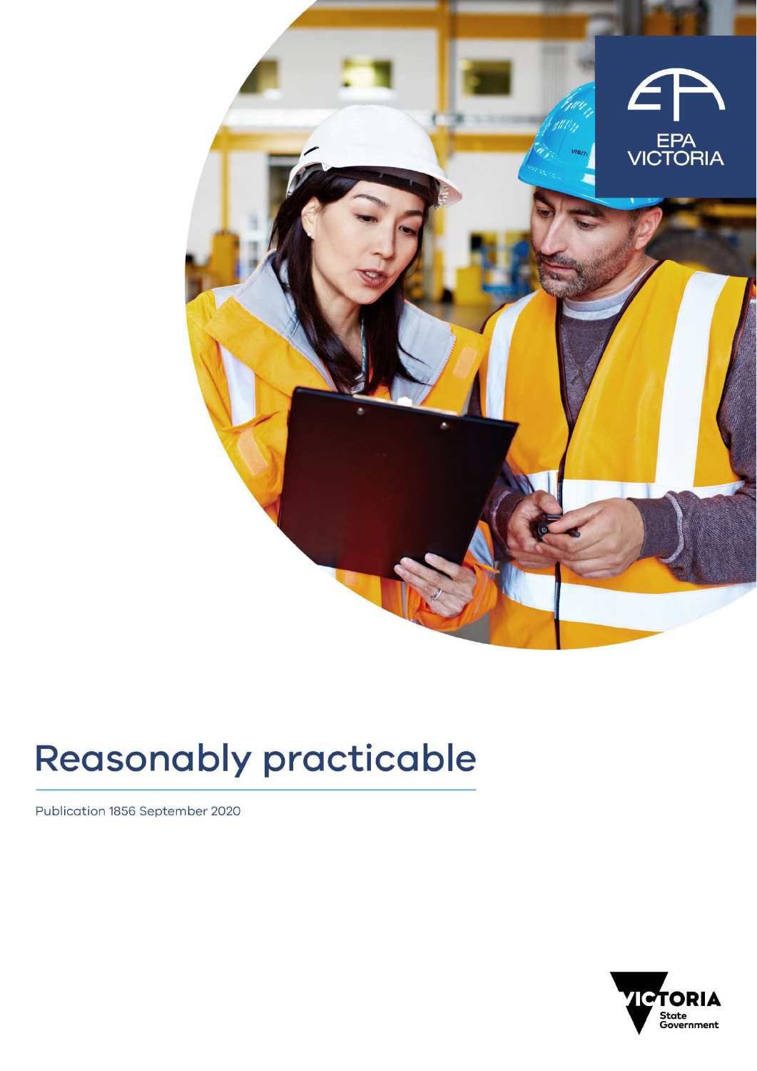EPA VICTORIA

# Reasonably practicable

Publication 1856 September 2020

VICTORIA State Government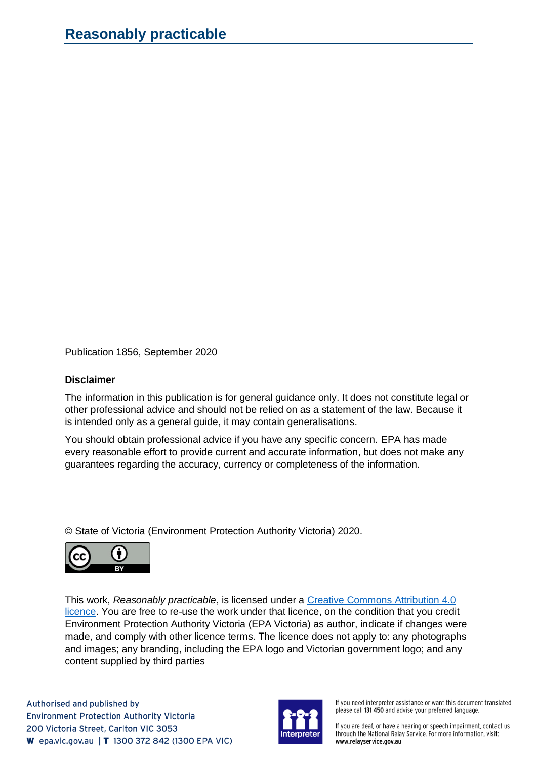# Reasonably practicable

Publication 1856, September 2020

**Disclaimer**

The information in this publication is for general guidance only. It does not constitute legal or other professional advice and should not be relied on as a statement of the law. Because it is intended only as a general guide, it may contain generalisations.

You should obtain professional advice if you have any specific concern. EPA has made every reasonable effort to provide current and accurate information, but does not make any guarantees regarding the accuracy, currency or completeness of the information.

© State of Victoria (Environment Protection Authority Victoria) 2020.

This work, *Reasonably practicable*, is licensed under a [Creative Commons Attribution 4.0 licence](). You are free to re-use the work under that licence, on the condition that you credit Environment Protection Authority Victoria (EPA Victoria) as author, indicate if changes were made, and comply with other licence terms. The licence does not apply to: any photographs and images; any branding, including the EPA logo and Victorian government logo; and any content supplied by third parties

Authorised and published by
Environment Protection Authority Victoria
200 Victoria Street, Carlton VIC 3053
**W** epa.vic.gov.au | **T** 1300 372 842 (1300 EPA VIC)

If you need interpreter assistance or want this document translated please call **131 450** and advise your preferred language.

If you are deaf, or have a hearing or speech impairment, contact us through the National Relay Service. For more information, visit: **www.relayservice.gov.au**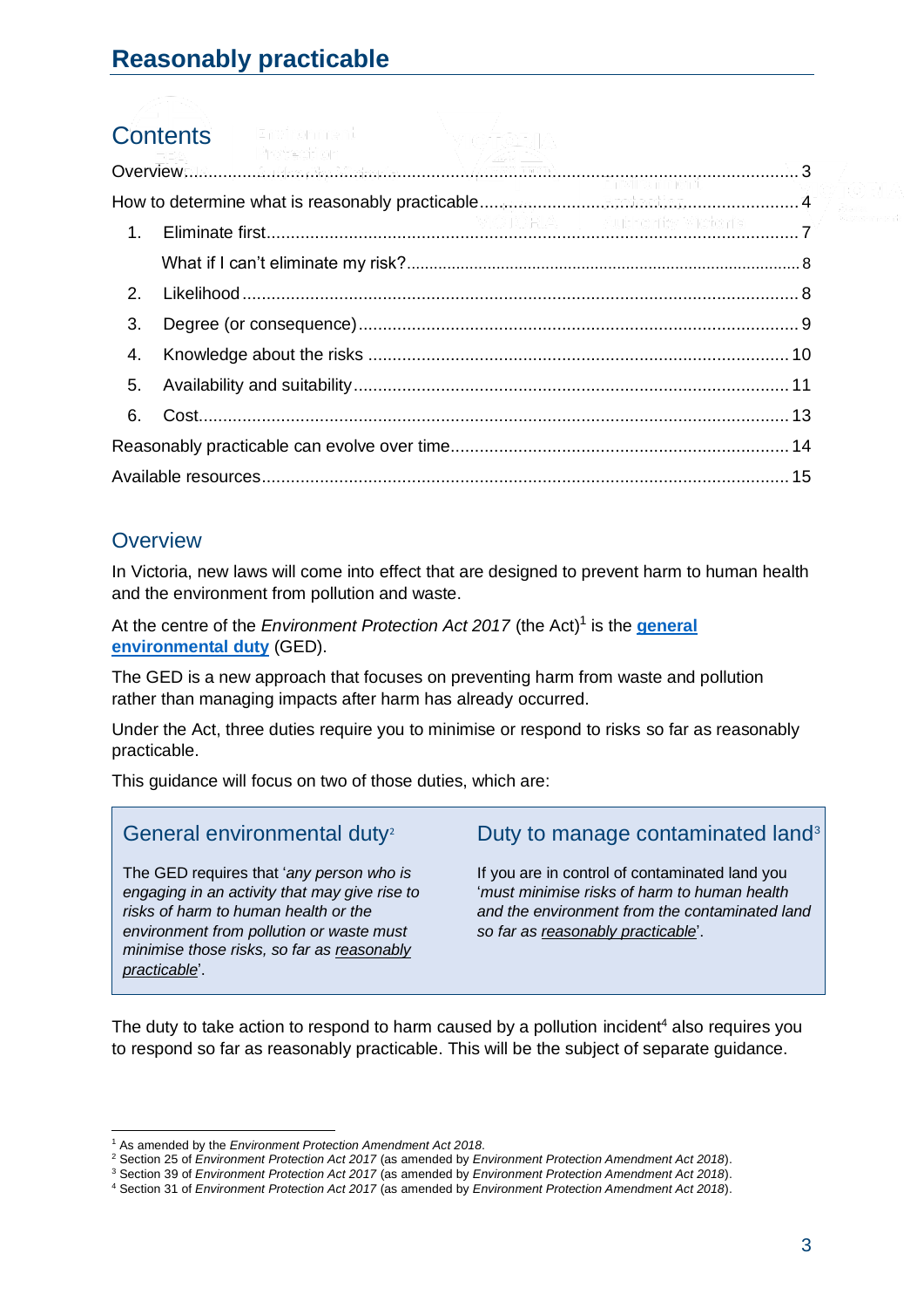# Reasonably practicable

## Contents

Overview .......... 3

How to determine what is reasonably practicable .......... 4

1. Eliminate first .......... 7
   - What if I can't eliminate my risk? .......... 8
2. Likelihood .......... 8
3. Degree (or consequence) .......... 9
4. Knowledge about the risks .......... 10
5. Availability and suitability .......... 11
6. Cost .......... 13

Reasonably practicable can evolve over time .......... 14

Available resources .......... 15

## Overview

In Victoria, new laws will come into effect that are designed to prevent harm to human health and the environment from pollution and waste.

At the centre of the *Environment Protection Act 2017* (the Act)[1] is the **general environmental duty** (GED).

The GED is a new approach that focuses on preventing harm from waste and pollution rather than managing impacts after harm has already occurred.

Under the Act, three duties require you to minimise or respond to risks so far as reasonably practicable.

This guidance will focus on two of those duties, which are:

### General environmental duty[2]

The GED requires that '*any person who is engaging in an activity that may give rise to risks of harm to human health or the environment from pollution or waste must minimise those risks, so far as reasonably practicable*'.

### Duty to manage contaminated land[3]

If you are in control of contaminated land you '*must minimise risks of harm to human health and the environment from the contaminated land so far as reasonably practicable*'.

The duty to take action to respond to harm caused by a pollution incident[4] also requires you to respond so far as reasonably practicable. This will be the subject of separate guidance.

---

[1] As amended by the *Environment Protection Amendment Act 2018*.

[2] Section 25 of *Environment Protection Act 2017* (as amended by *Environment Protection Amendment Act 2018*).

[3] Section 39 of *Environment Protection Act 2017* (as amended by *Environment Protection Amendment Act 2018*).

[4] Section 31 of *Environment Protection Act 2017* (as amended by *Environment Protection Amendment Act 2018*).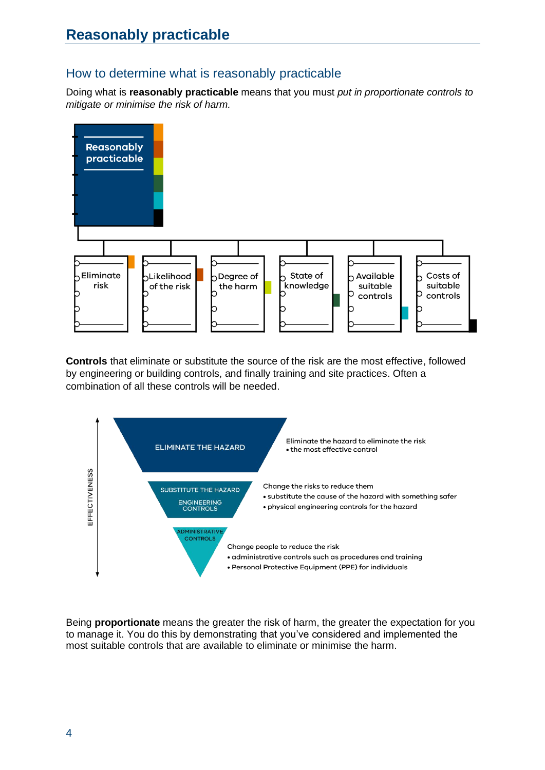# Reasonably practicable

## How to determine what is reasonably practicable

Doing what is **reasonably practicable** means that you must *put in proportionate controls to mitigate or minimise the risk of harm.*

Reasonably practicable

- Eliminate risk
- Likelihood of the risk
- Degree of the harm
- State of knowledge
- Available suitable controls
- Costs of suitable controls

**Controls** that eliminate or substitute the source of the risk are the most effective, followed by engineering or building controls, and finally training and site practices. Often a combination of all these controls will be needed.

EFFECTIVENESS

ELIMINATE THE HAZARD

Eliminate the hazard to eliminate the risk
- the most effective control

SUBSTITUTE THE HAZARD

ENGINEERING CONTROLS

Change the risks to reduce them
- substitute the cause of the hazard with something safer
- physical engineering controls for the hazard

ADMINISTRATIVE CONTROLS

Change people to reduce the risk
- administrative controls such as procedures and training
- Personal Protective Equipment (PPE) for individuals

Being **proportionate** means the greater the risk of harm, the greater the expectation for you to manage it. You do this by demonstrating that you've considered and implemented the most suitable controls that are available to eliminate or minimise the harm.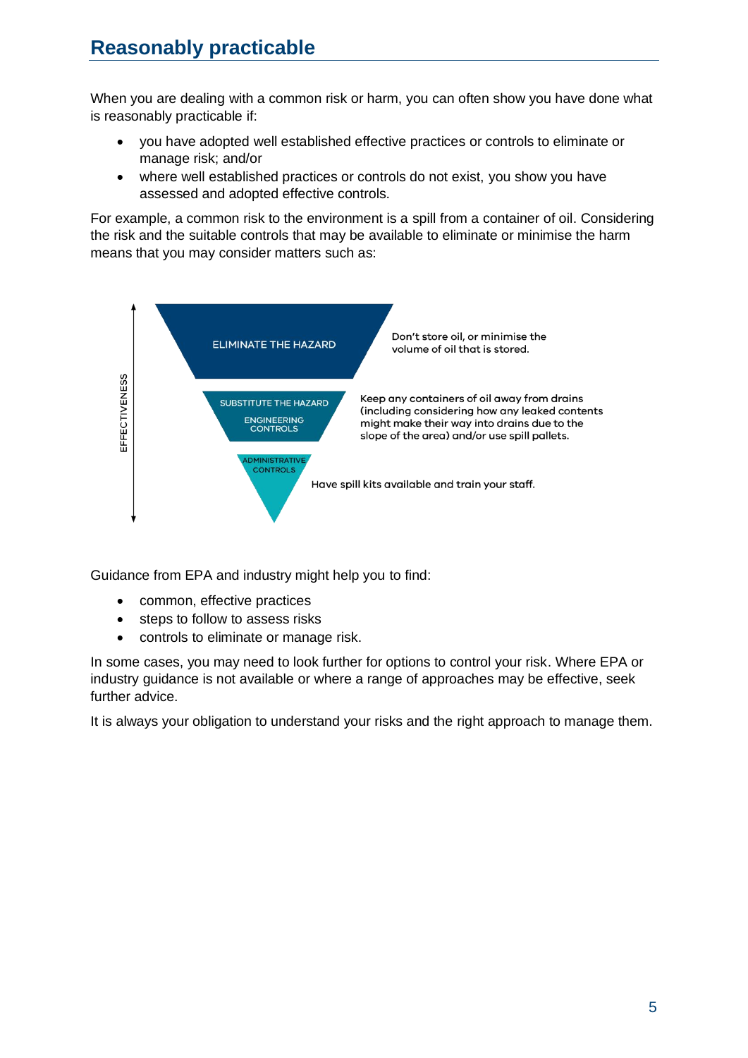## Reasonably practicable

When you are dealing with a common risk or harm, you can often show you have done what is reasonably practicable if:

- you have adopted well established effective practices or controls to eliminate or manage risk; and/or
- where well established practices or controls do not exist, you show you have assessed and adopted effective controls.

For example, a common risk to the environment is a spill from a container of oil. Considering the risk and the suitable controls that may be available to eliminate or minimise the harm means that you may consider matters such as:

EFFECTIVENESS

| Control | Example |
| --- | --- |
| ELIMINATE THE HAZARD | Don't store oil, or minimise the volume of oil that is stored. |
| SUBSTITUTE THE HAZARD / ENGINEERING CONTROLS | Keep any containers of oil away from drains (including considering how any leaked contents might make their way into drains due to the slope of the area) and/or use spill pallets. |
| ADMINISTRATIVE CONTROLS | Have spill kits available and train your staff. |

Guidance from EPA and industry might help you to find:

- common, effective practices
- steps to follow to assess risks
- controls to eliminate or manage risk.

In some cases, you may need to look further for options to control your risk. Where EPA or industry guidance is not available or where a range of approaches may be effective, seek further advice.

It is always your obligation to understand your risks and the right approach to manage them.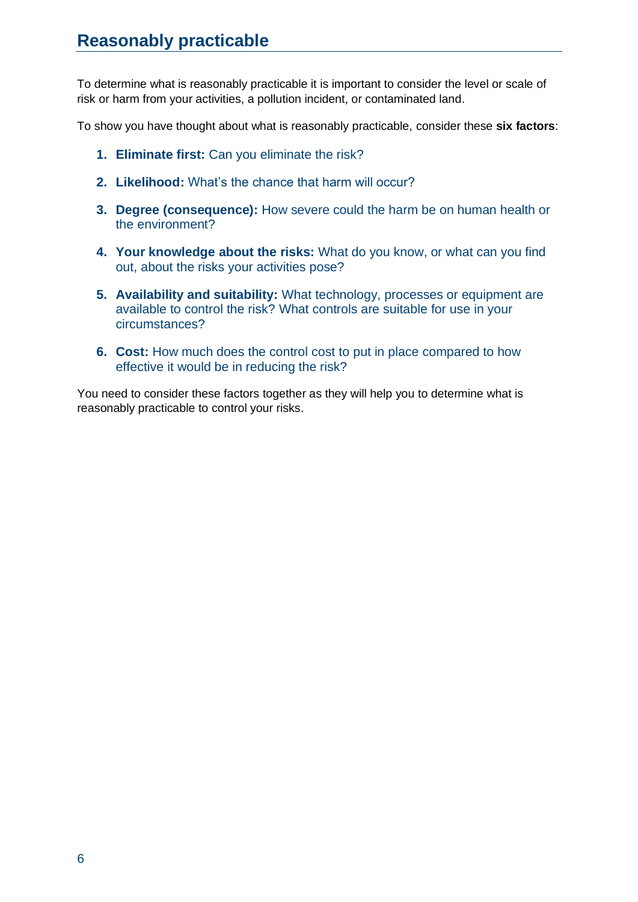## Reasonably practicable

To determine what is reasonably practicable it is important to consider the level or scale of risk or harm from your activities, a pollution incident, or contaminated land.

To show you have thought about what is reasonably practicable, consider these **six factors**:

1. **Eliminate first:** Can you eliminate the risk?
2. **Likelihood:** What's the chance that harm will occur?
3. **Degree (consequence):** How severe could the harm be on human health or the environment?
4. **Your knowledge about the risks:** What do you know, or what can you find out, about the risks your activities pose?
5. **Availability and suitability:** What technology, processes or equipment are available to control the risk? What controls are suitable for use in your circumstances?
6. **Cost:** How much does the control cost to put in place compared to how effective it would be in reducing the risk?

You need to consider these factors together as they will help you to determine what is reasonably practicable to control your risks.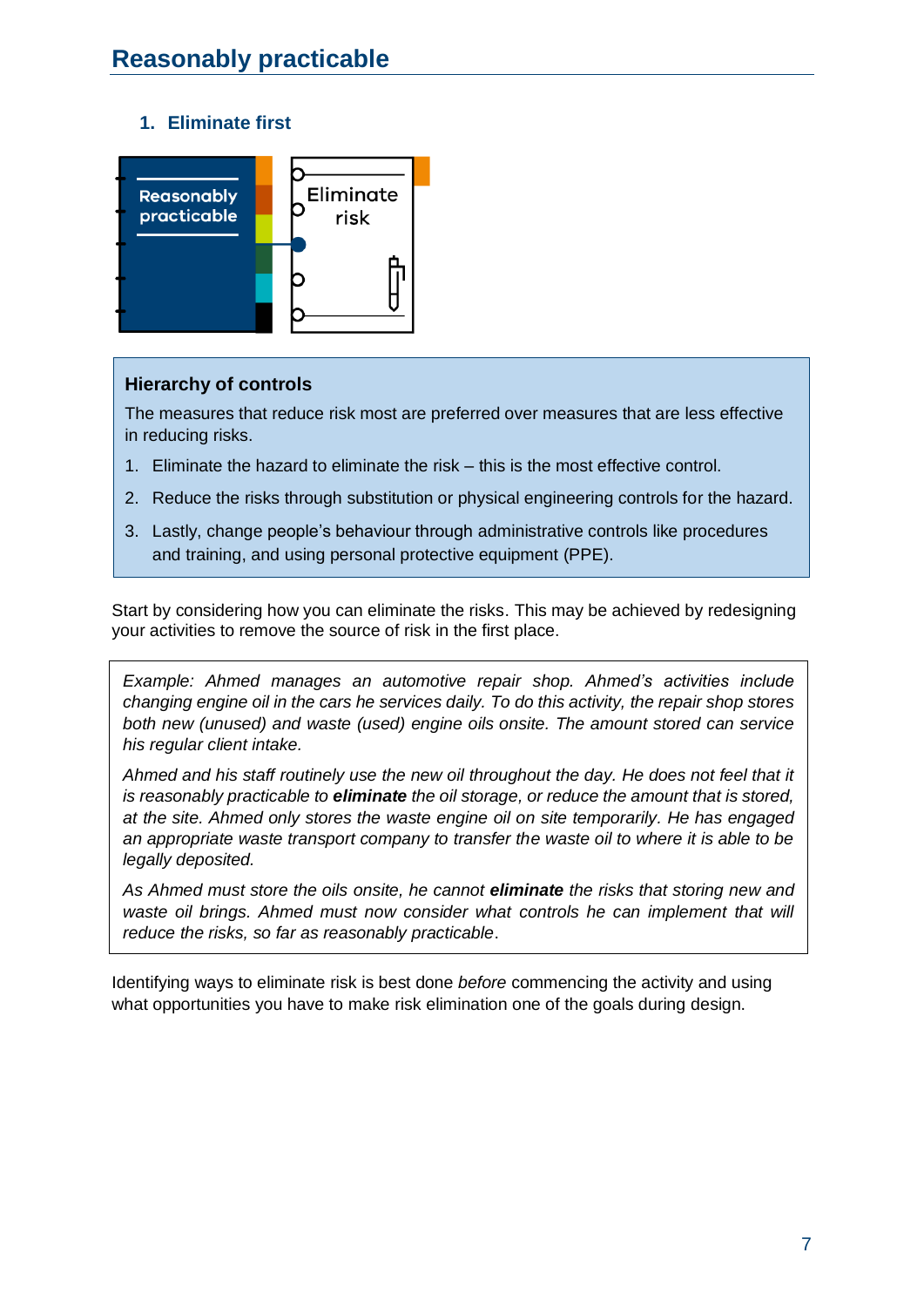# Reasonably practicable

## 1. Eliminate first

**Hierarchy of controls**

The measures that reduce risk most are preferred over measures that are less effective in reducing risks.

1. Eliminate the hazard to eliminate the risk – this is the most effective control.
2. Reduce the risks through substitution or physical engineering controls for the hazard.
3. Lastly, change people's behaviour through administrative controls like procedures and training, and using personal protective equipment (PPE).

Start by considering how you can eliminate the risks. This may be achieved by redesigning your activities to remove the source of risk in the first place.

*Example: Ahmed manages an automotive repair shop. Ahmed's activities include changing engine oil in the cars he services daily. To do this activity, the repair shop stores both new (unused) and waste (used) engine oils onsite. The amount stored can service his regular client intake.*

*Ahmed and his staff routinely use the new oil throughout the day. He does not feel that it is reasonably practicable to* ***eliminate*** *the oil storage, or reduce the amount that is stored, at the site. Ahmed only stores the waste engine oil on site temporarily. He has engaged an appropriate waste transport company to transfer the waste oil to where it is able to be legally deposited.*

*As Ahmed must store the oils onsite, he cannot* ***eliminate*** *the risks that storing new and waste oil brings. Ahmed must now consider what controls he can implement that will reduce the risks, so far as reasonably practicable.*

Identifying ways to eliminate risk is best done *before* commencing the activity and using what opportunities you have to make risk elimination one of the goals during design.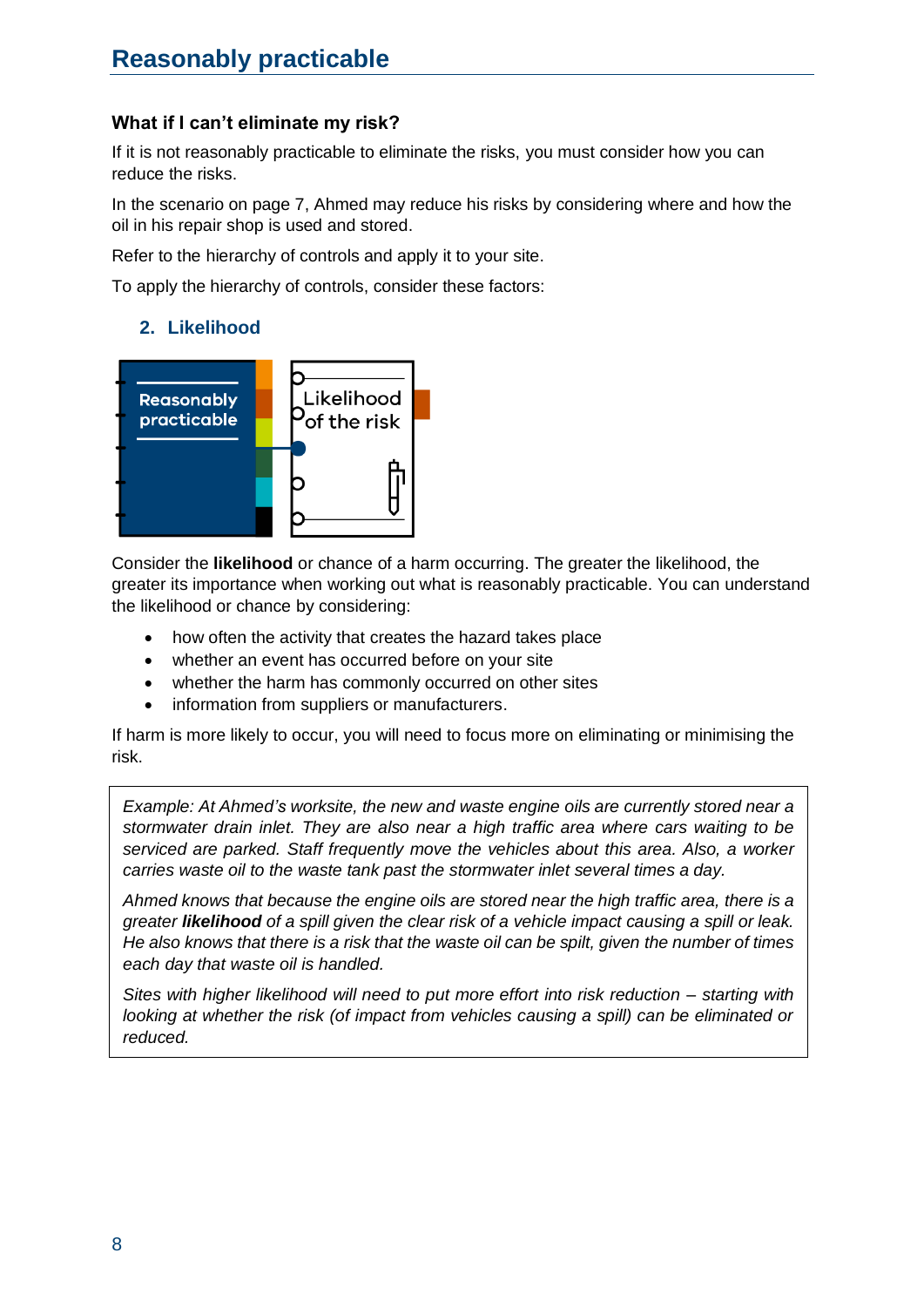# Reasonably practicable

### What if I can't eliminate my risk?

If it is not reasonably practicable to eliminate the risks, you must consider how you can reduce the risks.

In the scenario on page 7, Ahmed may reduce his risks by considering where and how the oil in his repair shop is used and stored.

Refer to the hierarchy of controls and apply it to your site.

To apply the hierarchy of controls, consider these factors:

## 2. Likelihood

Consider the **likelihood** or chance of a harm occurring. The greater the likelihood, the greater its importance when working out what is reasonably practicable. You can understand the likelihood or chance by considering:

- how often the activity that creates the hazard takes place
- whether an event has occurred before on your site
- whether the harm has commonly occurred on other sites
- information from suppliers or manufacturers.

If harm is more likely to occur, you will need to focus more on eliminating or minimising the risk.

*Example: At Ahmed's worksite, the new and waste engine oils are currently stored near a stormwater drain inlet. They are also near a high traffic area where cars waiting to be serviced are parked. Staff frequently move the vehicles about this area. Also, a worker carries waste oil to the waste tank past the stormwater inlet several times a day.*

*Ahmed knows that because the engine oils are stored near the high traffic area, there is a greater* ***likelihood*** *of a spill given the clear risk of a vehicle impact causing a spill or leak. He also knows that there is a risk that the waste oil can be spilt, given the number of times each day that waste oil is handled.*

*Sites with higher likelihood will need to put more effort into risk reduction – starting with looking at whether the risk (of impact from vehicles causing a spill) can be eliminated or reduced.*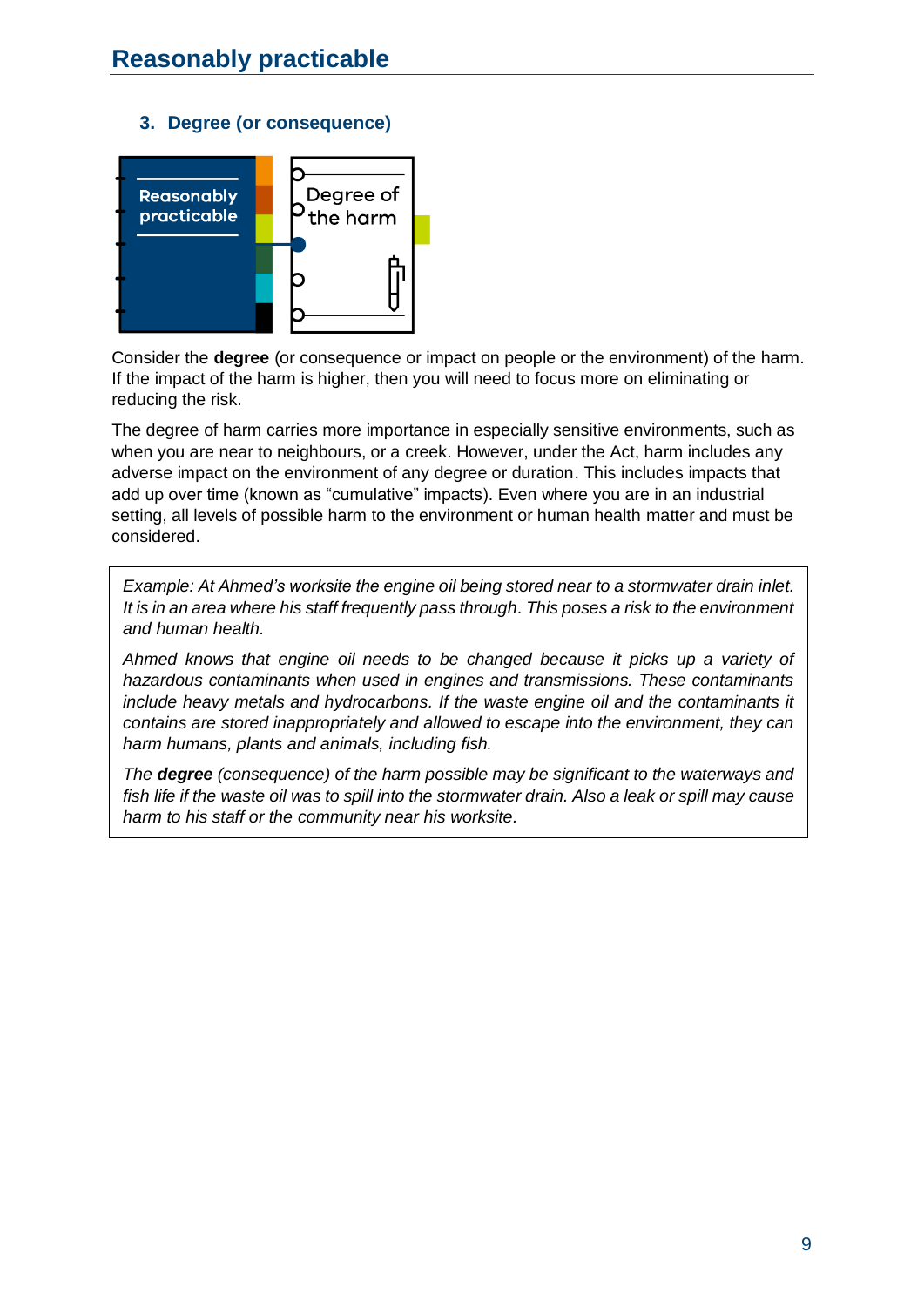# Reasonably practicable

### 3. Degree (or consequence)

Consider the **degree** (or consequence or impact on people or the environment) of the harm. If the impact of the harm is higher, then you will need to focus more on eliminating or reducing the risk.

The degree of harm carries more importance in especially sensitive environments, such as when you are near to neighbours, or a creek. However, under the Act, harm includes any adverse impact on the environment of any degree or duration. This includes impacts that add up over time (known as "cumulative" impacts). Even where you are in an industrial setting, all levels of possible harm to the environment or human health matter and must be considered.

> *Example: At Ahmed's worksite the engine oil being stored near to a stormwater drain inlet. It is in an area where his staff frequently pass through. This poses a risk to the environment and human health.*
>
> *Ahmed knows that engine oil needs to be changed because it picks up a variety of hazardous contaminants when used in engines and transmissions. These contaminants include heavy metals and hydrocarbons. If the waste engine oil and the contaminants it contains are stored inappropriately and allowed to escape into the environment, they can harm humans, plants and animals, including fish.*
>
> *The* ***degree*** *(consequence) of the harm possible may be significant to the waterways and fish life if the waste oil was to spill into the stormwater drain. Also a leak or spill may cause harm to his staff or the community near his worksite.*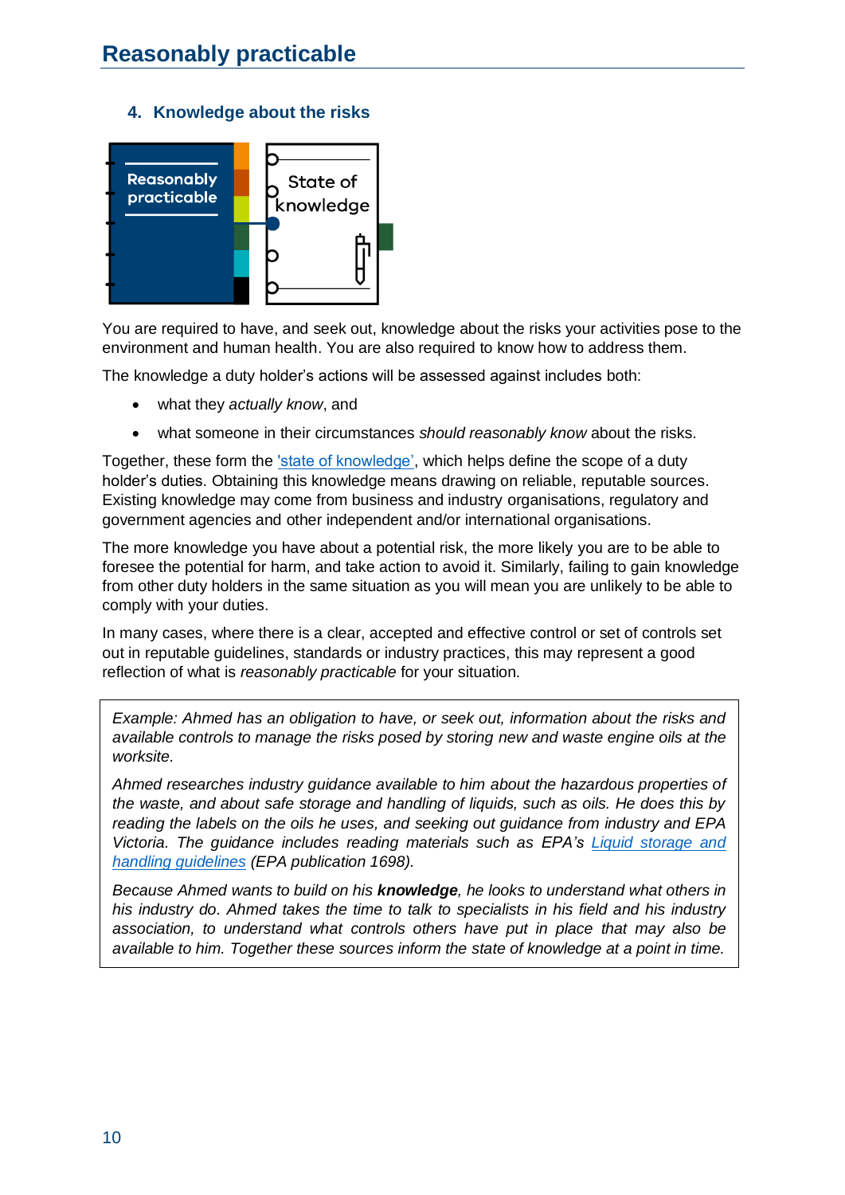# Reasonably practicable

## 4. Knowledge about the risks

You are required to have, and seek out, knowledge about the risks your activities pose to the environment and human health. You are also required to know how to address them.

The knowledge a duty holder's actions will be assessed against includes both:

- what they *actually know*, and
- what someone in their circumstances *should reasonably know* about the risks.

Together, these form the 'state of knowledge', which helps define the scope of a duty holder's duties. Obtaining this knowledge means drawing on reliable, reputable sources. Existing knowledge may come from business and industry organisations, regulatory and government agencies and other independent and/or international organisations.

The more knowledge you have about a potential risk, the more likely you are to be able to foresee the potential for harm, and take action to avoid it. Similarly, failing to gain knowledge from other duty holders in the same situation as you will mean you are unlikely to be able to comply with your duties.

In many cases, where there is a clear, accepted and effective control or set of controls set out in reputable guidelines, standards or industry practices, this may represent a good reflection of what is *reasonably practicable* for your situation.

> *Example: Ahmed has an obligation to have, or seek out, information about the risks and available controls to manage the risks posed by storing new and waste engine oils at the worksite.*
>
> *Ahmed researches industry guidance available to him about the hazardous properties of the waste, and about safe storage and handling of liquids, such as oils. He does this by reading the labels on the oils he uses, and seeking out guidance from industry and EPA Victoria. The guidance includes reading materials such as EPA's Liquid storage and handling guidelines (EPA publication 1698).*
>
> *Because Ahmed wants to build on his **knowledge**, he looks to understand what others in his industry do. Ahmed takes the time to talk to specialists in his field and his industry association, to understand what controls others have put in place that may also be available to him. Together these sources inform the state of knowledge at a point in time.*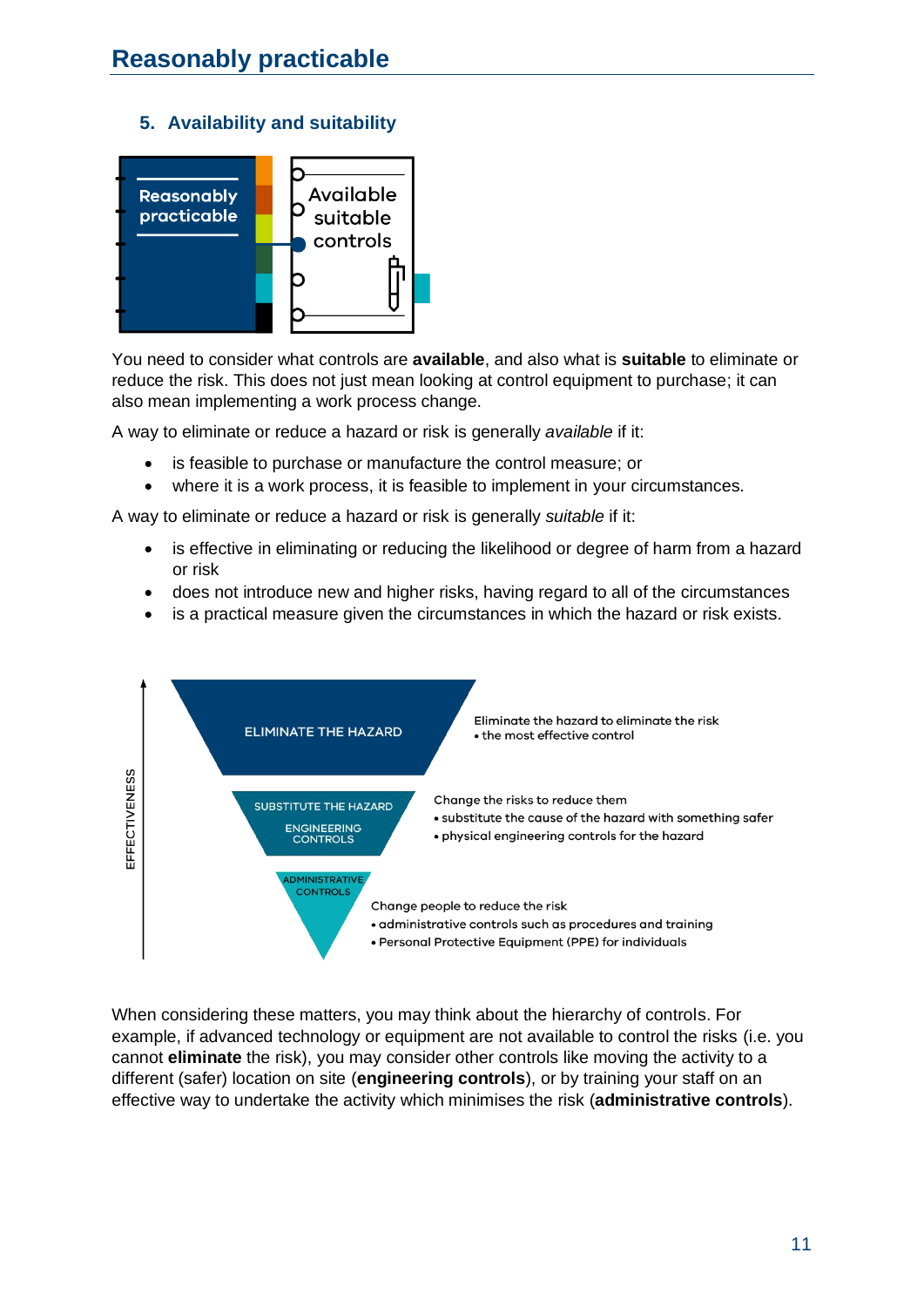# Reasonably practicable

## 5. Availability and suitability

Reasonably practicable

Available suitable controls

You need to consider what controls are **available**, and also what is **suitable** to eliminate or reduce the risk. This does not just mean looking at control equipment to purchase; it can also mean implementing a work process change.

A way to eliminate or reduce a hazard or risk is generally *available* if it:

- is feasible to purchase or manufacture the control measure; or
- where it is a work process, it is feasible to implement in your circumstances.

A way to eliminate or reduce a hazard or risk is generally *suitable* if it:

- is effective in eliminating or reducing the likelihood or degree of harm from a hazard or risk
- does not introduce new and higher risks, having regard to all of the circumstances
- is a practical measure given the circumstances in which the hazard or risk exists.

EFFECTIVENESS

ELIMINATE THE HAZARD

Eliminate the hazard to eliminate the risk
• the most effective control

SUBSTITUTE THE HAZARD

ENGINEERING CONTROLS

Change the risks to reduce them
• substitute the cause of the hazard with something safer
• physical engineering controls for the hazard

ADMINISTRATIVE CONTROLS

Change people to reduce the risk
• administrative controls such as procedures and training
• Personal Protective Equipment (PPE) for individuals

When considering these matters, you may think about the hierarchy of controls. For example, if advanced technology or equipment are not available to control the risks (i.e. you cannot **eliminate** the risk), you may consider other controls like moving the activity to a different (safer) location on site (**engineering controls**), or by training your staff on an effective way to undertake the activity which minimises the risk (**administrative controls**).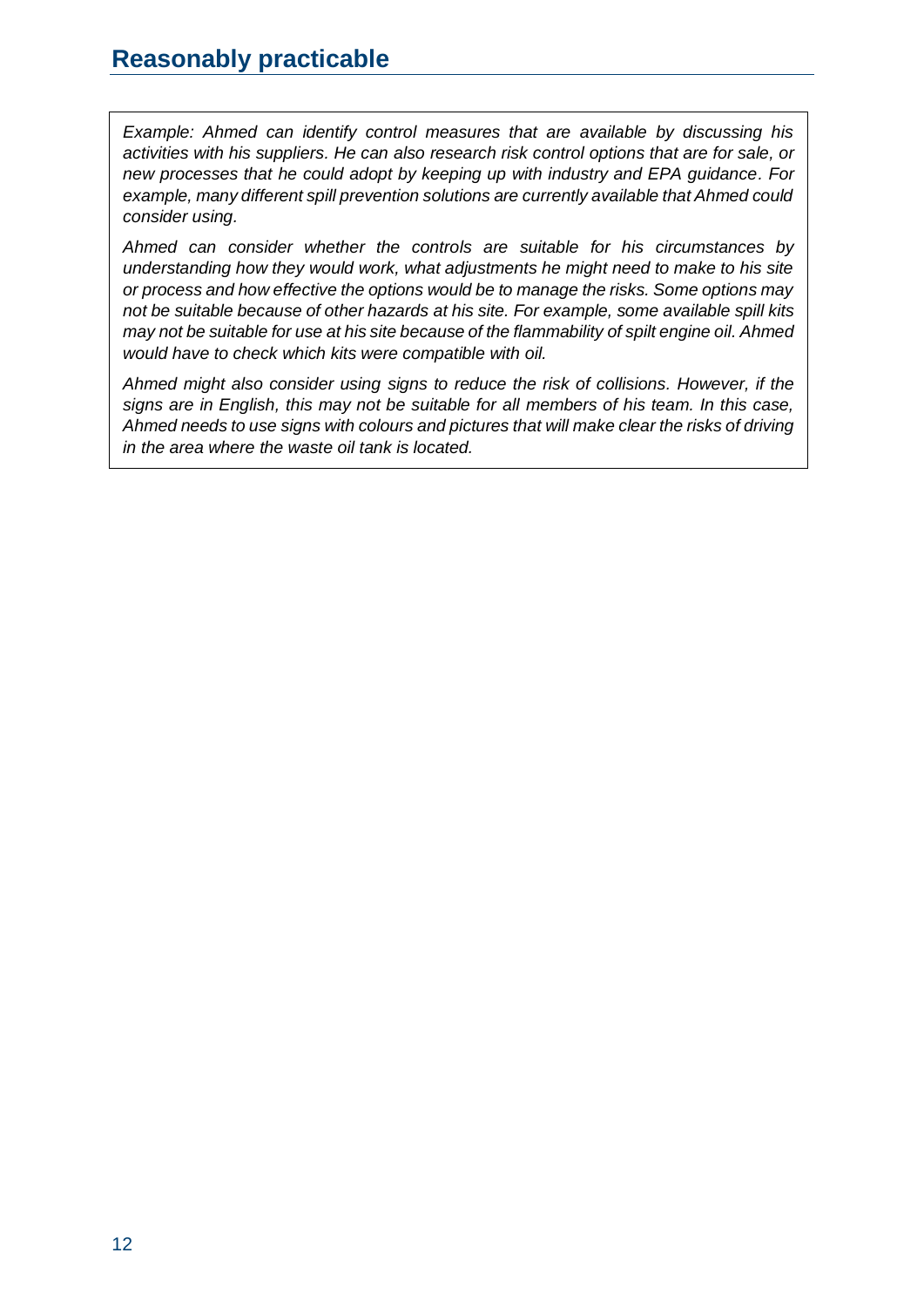## Reasonably practicable

*Example: Ahmed can identify control measures that are available by discussing his activities with his suppliers. He can also research risk control options that are for sale, or new processes that he could adopt by keeping up with industry and EPA guidance. For example, many different spill prevention solutions are currently available that Ahmed could consider using.*

*Ahmed can consider whether the controls are suitable for his circumstances by understanding how they would work, what adjustments he might need to make to his site or process and how effective the options would be to manage the risks. Some options may not be suitable because of other hazards at his site. For example, some available spill kits may not be suitable for use at his site because of the flammability of spilt engine oil. Ahmed would have to check which kits were compatible with oil.*

*Ahmed might also consider using signs to reduce the risk of collisions. However, if the signs are in English, this may not be suitable for all members of his team. In this case, Ahmed needs to use signs with colours and pictures that will make clear the risks of driving in the area where the waste oil tank is located.*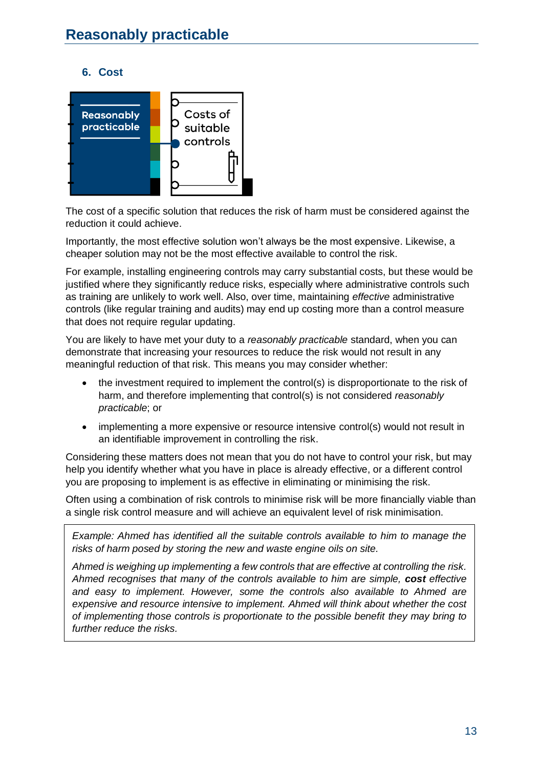## Reasonably practicable

### 6. Cost

The cost of a specific solution that reduces the risk of harm must be considered against the reduction it could achieve.

Importantly, the most effective solution won't always be the most expensive. Likewise, a cheaper solution may not be the most effective available to control the risk.

For example, installing engineering controls may carry substantial costs, but these would be justified where they significantly reduce risks, especially where administrative controls such as training are unlikely to work well. Also, over time, maintaining *effective* administrative controls (like regular training and audits) may end up costing more than a control measure that does not require regular updating.

You are likely to have met your duty to a *reasonably practicable* standard, when you can demonstrate that increasing your resources to reduce the risk would not result in any meaningful reduction of that risk. This means you may consider whether:

- the investment required to implement the control(s) is disproportionate to the risk of harm, and therefore implementing that control(s) is not considered *reasonably practicable*; or
- implementing a more expensive or resource intensive control(s) would not result in an identifiable improvement in controlling the risk.

Considering these matters does not mean that you do not have to control your risk, but may help you identify whether what you have in place is already effective, or a different control you are proposing to implement is as effective in eliminating or minimising the risk.

Often using a combination of risk controls to minimise risk will be more financially viable than a single risk control measure and will achieve an equivalent level of risk minimisation.

> *Example: Ahmed has identified all the suitable controls available to him to manage the risks of harm posed by storing the new and waste engine oils on site.*
>
> *Ahmed is weighing up implementing a few controls that are effective at controlling the risk. Ahmed recognises that many of the controls available to him are simple,* ***cost*** *effective and easy to implement. However, some the controls also available to Ahmed are expensive and resource intensive to implement. Ahmed will think about whether the cost of implementing those controls is proportionate to the possible benefit they may bring to further reduce the risks.*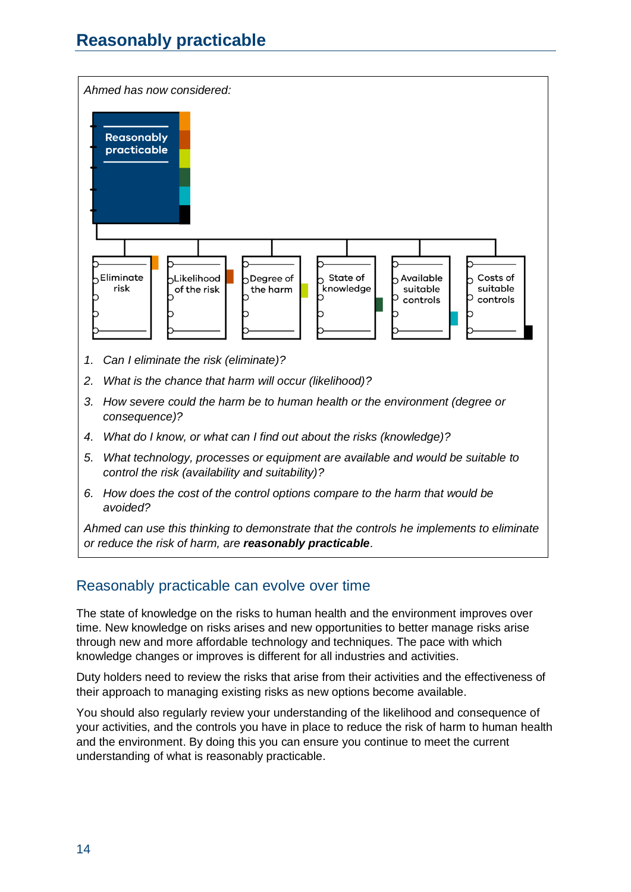## Reasonably practicable

*Ahmed has now considered:*

Reasonably practicable

Eliminate risk | Likelihood of the risk | Degree of the harm | State of knowledge | Available suitable controls | Costs of suitable controls

1. *Can I eliminate the risk (eliminate)?*
2. *What is the chance that harm will occur (likelihood)?*
3. *How severe could the harm be to human health or the environment (degree or consequence)?*
4. *What do I know, or what can I find out about the risks (knowledge)?*
5. *What technology, processes or equipment are available and would be suitable to control the risk (availability and suitability)?*
6. *How does the cost of the control options compare to the harm that would be avoided?*

*Ahmed can use this thinking to demonstrate that the controls he implements to eliminate or reduce the risk of harm, are* ***reasonably practicable****.*

### Reasonably practicable can evolve over time

The state of knowledge on the risks to human health and the environment improves over time. New knowledge on risks arises and new opportunities to better manage risks arise through new and more affordable technology and techniques. The pace with which knowledge changes or improves is different for all industries and activities.

Duty holders need to review the risks that arise from their activities and the effectiveness of their approach to managing existing risks as new options become available.

You should also regularly review your understanding of the likelihood and consequence of your activities, and the controls you have in place to reduce the risk of harm to human health and the environment. By doing this you can ensure you continue to meet the current understanding of what is reasonably practicable.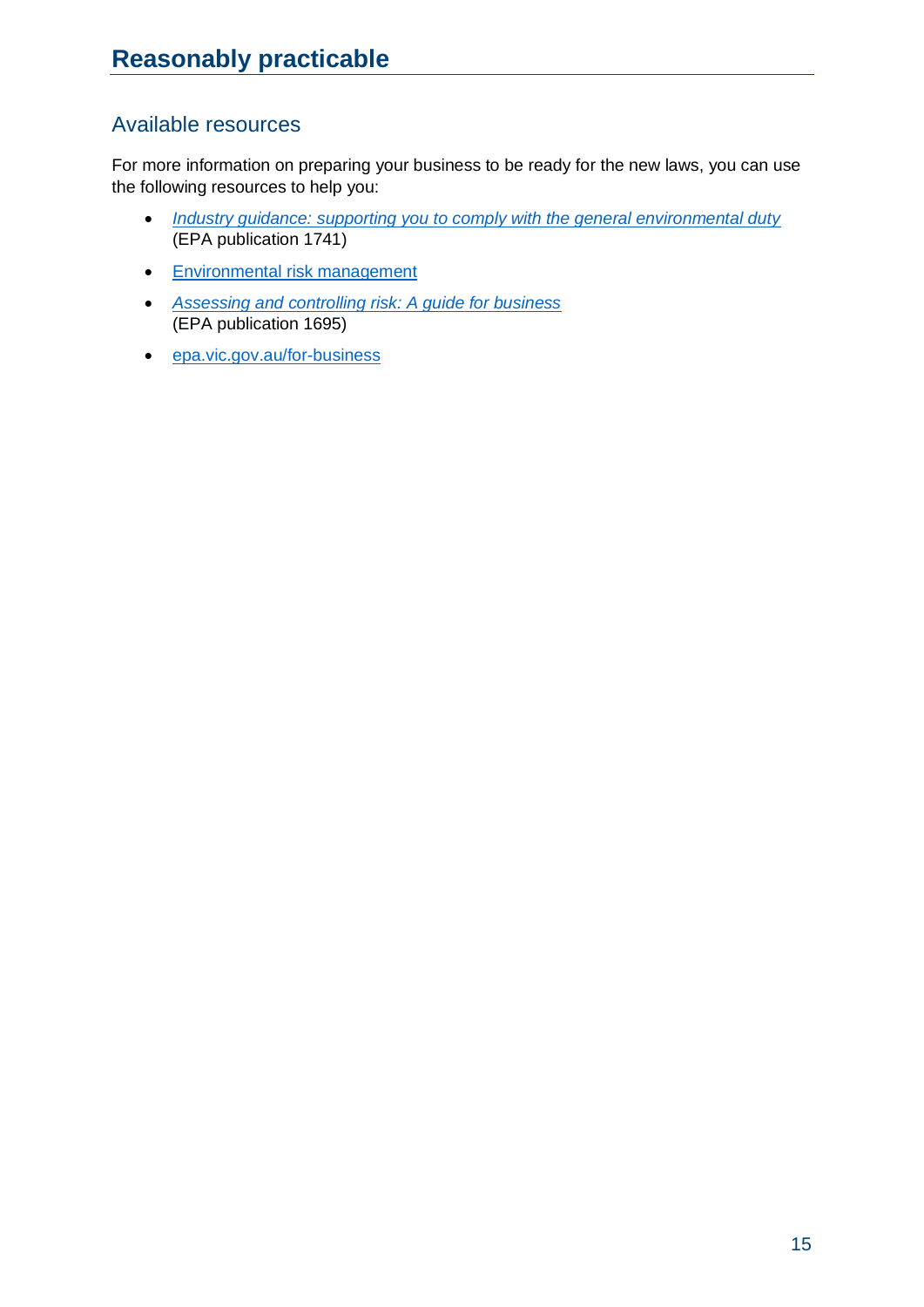# Reasonably practicable

## Available resources

For more information on preparing your business to be ready for the new laws, you can use the following resources to help you:

- *Industry guidance: supporting you to comply with the general environmental duty* (EPA publication 1741)
- Environmental risk management
- *Assessing and controlling risk: A guide for business* (EPA publication 1695)
- epa.vic.gov.au/for-business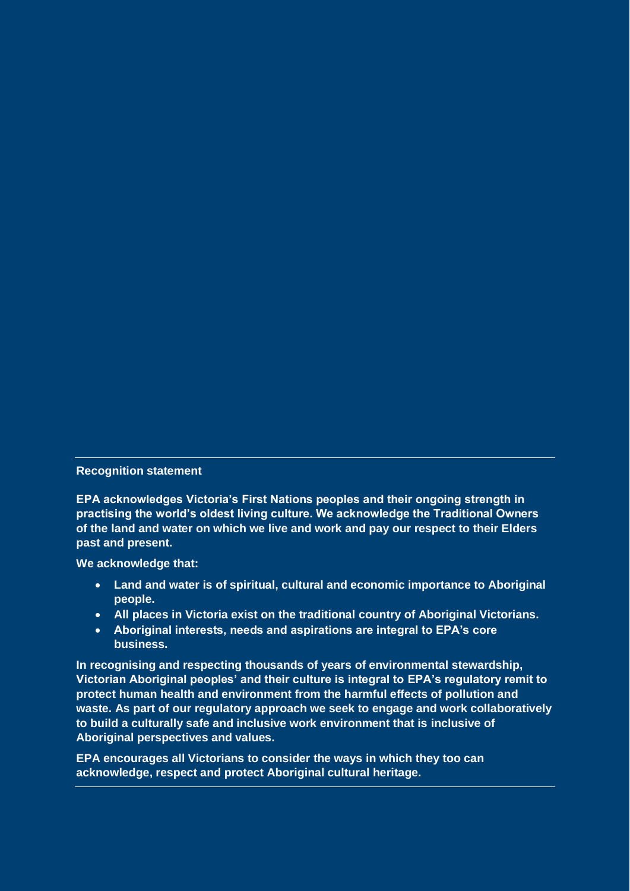**Recognition statement**

**EPA acknowledges Victoria's First Nations peoples and their ongoing strength in practising the world's oldest living culture. We acknowledge the Traditional Owners of the land and water on which we live and work and pay our respect to their Elders past and present.**

**We acknowledge that:**

- **Land and water is of spiritual, cultural and economic importance to Aboriginal people.**
- **All places in Victoria exist on the traditional country of Aboriginal Victorians.**
- **Aboriginal interests, needs and aspirations are integral to EPA's core business.**

**In recognising and respecting thousands of years of environmental stewardship, Victorian Aboriginal peoples' and their culture is integral to EPA's regulatory remit to protect human health and environment from the harmful effects of pollution and waste. As part of our regulatory approach we seek to engage and work collaboratively to build a culturally safe and inclusive work environment that is inclusive of Aboriginal perspectives and values.**

**EPA encourages all Victorians to consider the ways in which they too can acknowledge, respect and protect Aboriginal cultural heritage.**